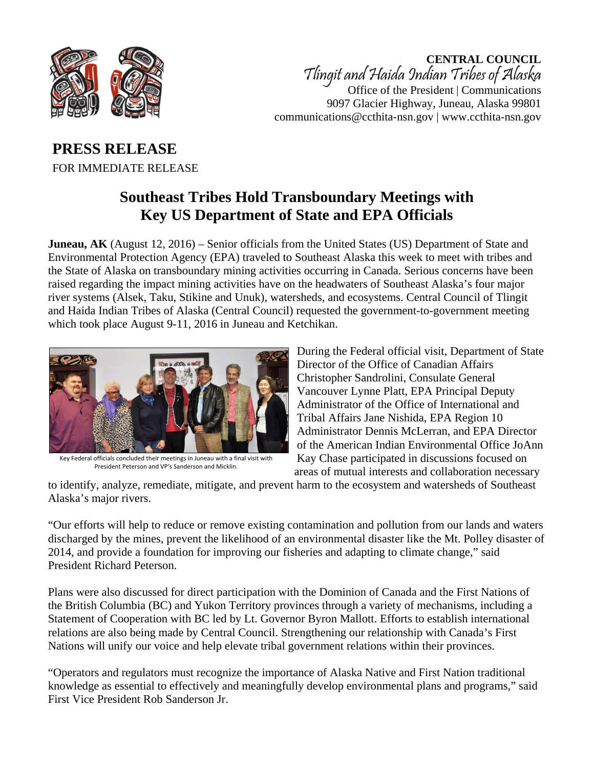**CENTRAL COUNCIL**
*Tlingit and Haida Indian Tribes of Alaska*
Office of the President | Communications
9097 Glacier Highway, Juneau, Alaska 99801
communications@ccthita-nsn.gov | www.ccthita-nsn.gov

## PRESS RELEASE

FOR IMMEDIATE RELEASE

# Southeast Tribes Hold Transboundary Meetings with Key US Department of State and EPA Officials

**Juneau, AK** (August 12, 2016) – Senior officials from the United States (US) Department of State and Environmental Protection Agency (EPA) traveled to Southeast Alaska this week to meet with tribes and the State of Alaska on transboundary mining activities occurring in Canada. Serious concerns have been raised regarding the impact mining activities have on the headwaters of Southeast Alaska's four major river systems (Alsek, Taku, Stikine and Unuk), watersheds, and ecosystems. Central Council of Tlingit and Haida Indian Tribes of Alaska (Central Council) requested the government-to-government meeting which took place August 9-11, 2016 in Juneau and Ketchikan.

Key Federal officials concluded their meetings in Juneau with a final visit with President Peterson and VP's Sanderson and Micklin.

During the Federal official visit, Department of State Director of the Office of Canadian Affairs Christopher Sandrolini, Consulate General Vancouver Lynne Platt, EPA Principal Deputy Administrator of the Office of International and Tribal Affairs Jane Nishida, EPA Region 10 Administrator Dennis McLerran, and EPA Director of the American Indian Environmental Office JoAnn Kay Chase participated in discussions focused on areas of mutual interests and collaboration necessary to identify, analyze, remediate, mitigate, and prevent harm to the ecosystem and watersheds of Southeast Alaska's major rivers.

"Our efforts will help to reduce or remove existing contamination and pollution from our lands and waters discharged by the mines, prevent the likelihood of an environmental disaster like the Mt. Polley disaster of 2014, and provide a foundation for improving our fisheries and adapting to climate change," said President Richard Peterson.

Plans were also discussed for direct participation with the Dominion of Canada and the First Nations of the British Columbia (BC) and Yukon Territory provinces through a variety of mechanisms, including a Statement of Cooperation with BC led by Lt. Governor Byron Mallott. Efforts to establish international relations are also being made by Central Council. Strengthening our relationship with Canada's First Nations will unify our voice and help elevate tribal government relations within their provinces.

"Operators and regulators must recognize the importance of Alaska Native and First Nation traditional knowledge as essential to effectively and meaningfully develop environmental plans and programs," said First Vice President Rob Sanderson Jr.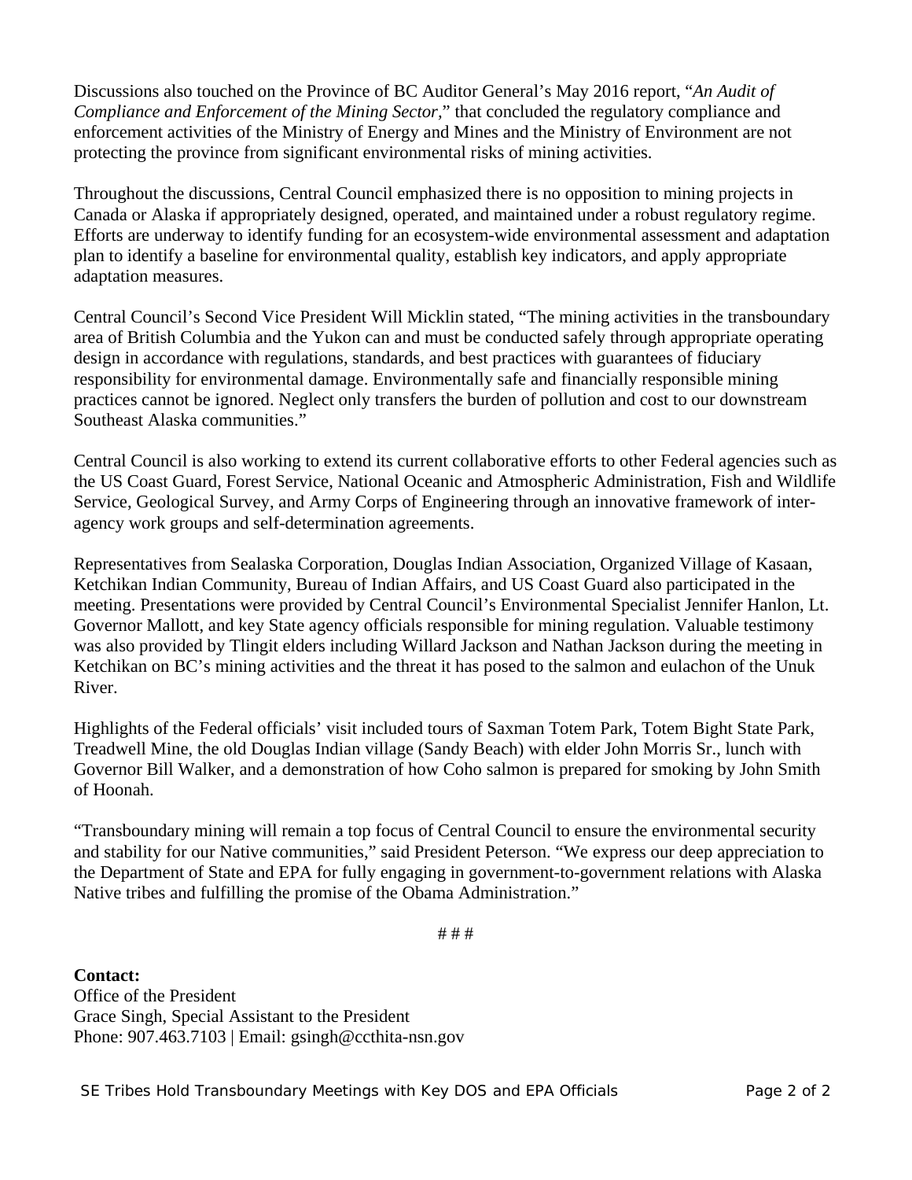Discussions also touched on the Province of BC Auditor General's May 2016 report, "*An Audit of Compliance and Enforcement of the Mining Sector*," that concluded the regulatory compliance and enforcement activities of the Ministry of Energy and Mines and the Ministry of Environment are not protecting the province from significant environmental risks of mining activities.

Throughout the discussions, Central Council emphasized there is no opposition to mining projects in Canada or Alaska if appropriately designed, operated, and maintained under a robust regulatory regime. Efforts are underway to identify funding for an ecosystem-wide environmental assessment and adaptation plan to identify a baseline for environmental quality, establish key indicators, and apply appropriate adaptation measures.

Central Council's Second Vice President Will Micklin stated, "The mining activities in the transboundary area of British Columbia and the Yukon can and must be conducted safely through appropriate operating design in accordance with regulations, standards, and best practices with guarantees of fiduciary responsibility for environmental damage. Environmentally safe and financially responsible mining practices cannot be ignored. Neglect only transfers the burden of pollution and cost to our downstream Southeast Alaska communities."

Central Council is also working to extend its current collaborative efforts to other Federal agencies such as the US Coast Guard, Forest Service, National Oceanic and Atmospheric Administration, Fish and Wildlife Service, Geological Survey, and Army Corps of Engineering through an innovative framework of inter-agency work groups and self-determination agreements.

Representatives from Sealaska Corporation, Douglas Indian Association, Organized Village of Kasaan, Ketchikan Indian Community, Bureau of Indian Affairs, and US Coast Guard also participated in the meeting. Presentations were provided by Central Council's Environmental Specialist Jennifer Hanlon, Lt. Governor Mallott, and key State agency officials responsible for mining regulation. Valuable testimony was also provided by Tlingit elders including Willard Jackson and Nathan Jackson during the meeting in Ketchikan on BC's mining activities and the threat it has posed to the salmon and eulachon of the Unuk River.

Highlights of the Federal officials' visit included tours of Saxman Totem Park, Totem Bight State Park, Treadwell Mine, the old Douglas Indian village (Sandy Beach) with elder John Morris Sr., lunch with Governor Bill Walker, and a demonstration of how Coho salmon is prepared for smoking by John Smith of Hoonah.

"Transboundary mining will remain a top focus of Central Council to ensure the environmental security and stability for our Native communities," said President Peterson. "We express our deep appreciation to the Department of State and EPA for fully engaging in government-to-government relations with Alaska Native tribes and fulfilling the promise of the Obama Administration."

# # #

**Contact:**
Office of the President
Grace Singh, Special Assistant to the President
Phone: 907.463.7103 | Email: gsingh@ccthita-nsn.gov